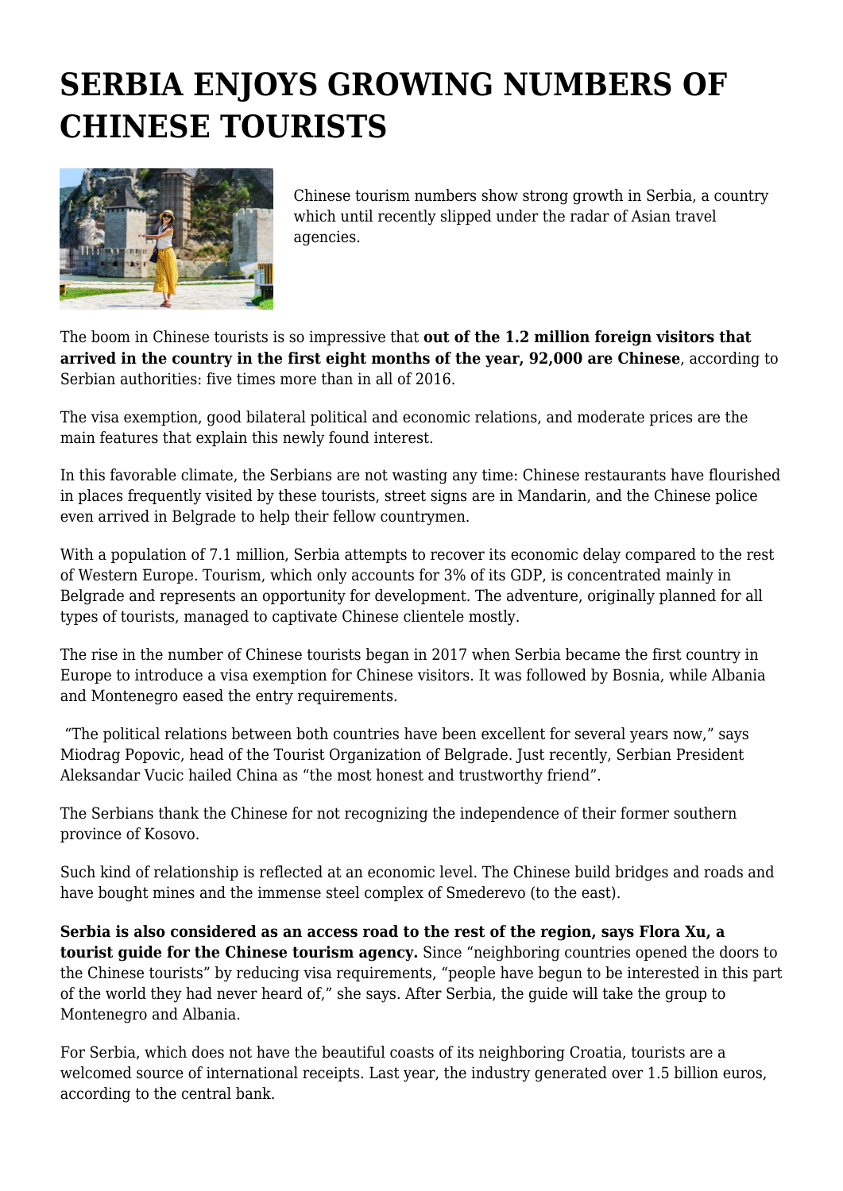# SERBIA ENJOYS GROWING NUMBERS OF CHINESE TOURISTS

Chinese tourism numbers show strong growth in Serbia, a country which until recently slipped under the radar of Asian travel agencies.

The boom in Chinese tourists is so impressive that **out of the 1.2 million foreign visitors that arrived in the country in the first eight months of the year, 92,000 are Chinese**, according to Serbian authorities: five times more than in all of 2016.

The visa exemption, good bilateral political and economic relations, and moderate prices are the main features that explain this newly found interest.

In this favorable climate, the Serbians are not wasting any time: Chinese restaurants have flourished in places frequently visited by these tourists, street signs are in Mandarin, and the Chinese police even arrived in Belgrade to help their fellow countrymen.

With a population of 7.1 million, Serbia attempts to recover its economic delay compared to the rest of Western Europe. Tourism, which only accounts for 3% of its GDP, is concentrated mainly in Belgrade and represents an opportunity for development. The adventure, originally planned for all types of tourists, managed to captivate Chinese clientele mostly.

The rise in the number of Chinese tourists began in 2017 when Serbia became the first country in Europe to introduce a visa exemption for Chinese visitors. It was followed by Bosnia, while Albania and Montenegro eased the entry requirements.

"The political relations between both countries have been excellent for several years now," says Miodrag Popovic, head of the Tourist Organization of Belgrade. Just recently, Serbian President Aleksandar Vucic hailed China as "the most honest and trustworthy friend".

The Serbians thank the Chinese for not recognizing the independence of their former southern province of Kosovo.

Such kind of relationship is reflected at an economic level. The Chinese build bridges and roads and have bought mines and the immense steel complex of Smederevo (to the east).

**Serbia is also considered as an access road to the rest of the region, says Flora Xu, a tourist guide for the Chinese tourism agency.** Since "neighboring countries opened the doors to the Chinese tourists" by reducing visa requirements, "people have begun to be interested in this part of the world they had never heard of," she says. After Serbia, the guide will take the group to Montenegro and Albania.

For Serbia, which does not have the beautiful coasts of its neighboring Croatia, tourists are a welcomed source of international receipts. Last year, the industry generated over 1.5 billion euros, according to the central bank.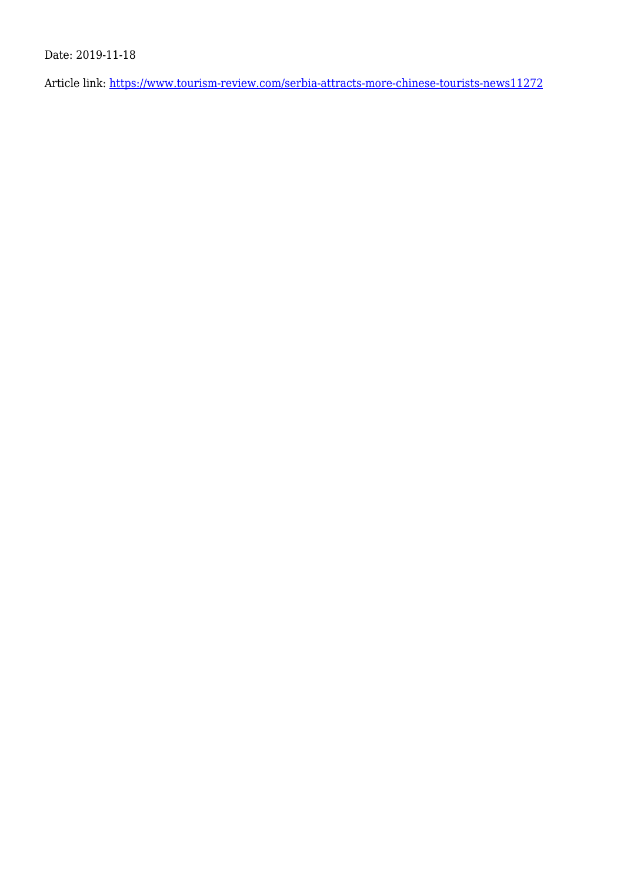Date: 2019-11-18

Article link: [https://www.tourism-review.com/serbia-attracts-more-chinese-tourists-news11272](https://www.tourism-review.com/serbia-attracts-more-chinese-tourists-news11272)